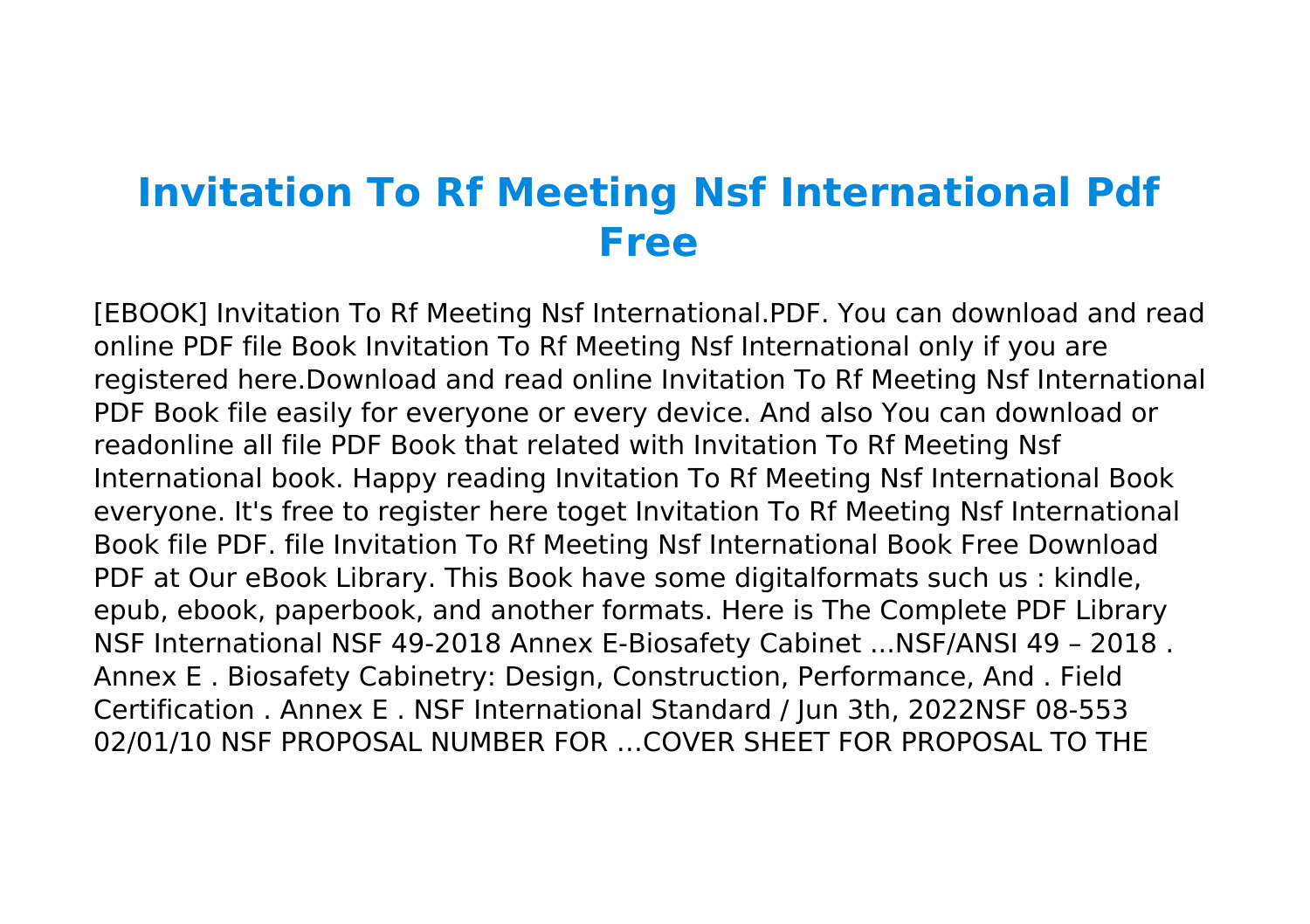# Invitation To Rf Meeting Nsf International Pdf Free

[EBOOK] Invitation To Rf Meeting Nsf International.PDF. You can download and read online PDF file Book Invitation To Rf Meeting Nsf International only if you are registered here.Download and read online Invitation To Rf Meeting Nsf International PDF Book file easily for everyone or every device. And also You can download or readonline all file PDF Book that related with Invitation To Rf Meeting Nsf International book. Happy reading Invitation To Rf Meeting Nsf International Book everyone. It's free to register here toget Invitation To Rf Meeting Nsf International Book file PDF. file Invitation To Rf Meeting Nsf International Book Free Download PDF at Our eBook Library. This Book have some digitalformats such us : kindle, epub, ebook, paperbook, and another formats. Here is The Complete PDF Library NSF International NSF 49-2018 Annex E-Biosafety Cabinet ...NSF/ANSI 49 – 2018 . Annex E . Biosafety Cabinetry: Design, Construction, Performance, And . Field Certification . Annex E . NSF International Standard / Jun 3th, 2022NSF 08-553 02/01/10 NSF PROPOSAL NUMBER FOR …COVER SHEET FOR PROPOSAL TO THE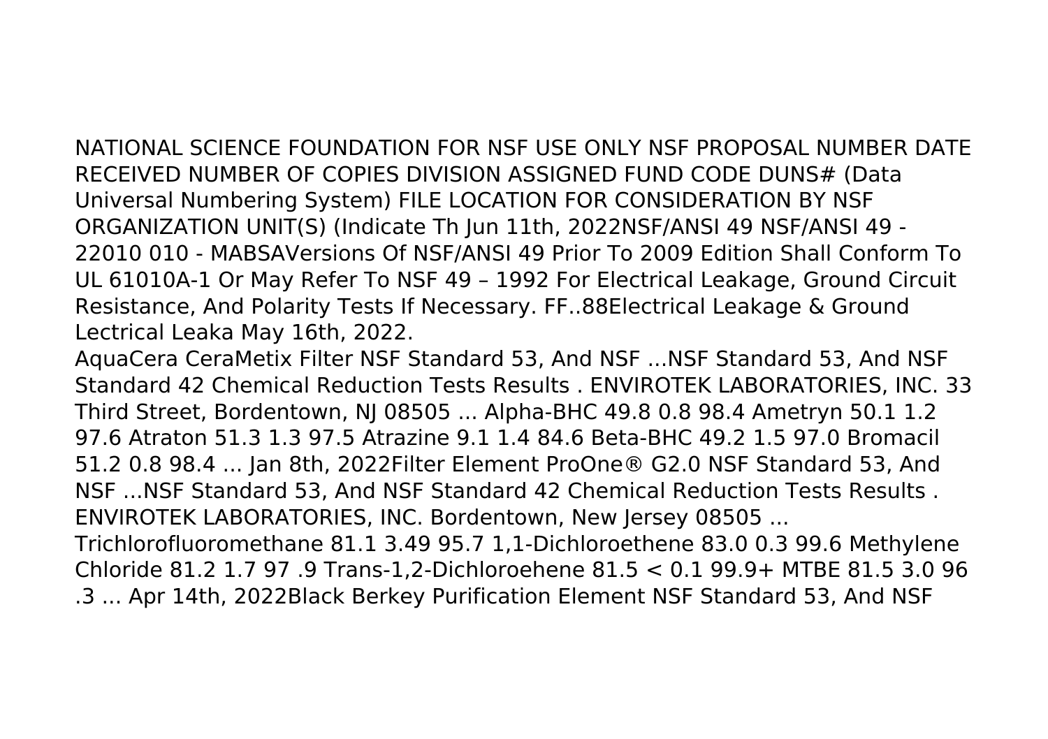NATIONAL SCIENCE FOUNDATION FOR NSF USE ONLY NSF PROPOSAL NUMBER DATE RECEIVED NUMBER OF COPIES DIVISION ASSIGNED FUND CODE DUNS# (Data Universal Numbering System) FILE LOCATION FOR CONSIDERATION BY NSF ORGANIZATION UNIT(S) (Indicate Th Jun 11th, 2022NSF/ANSI 49 NSF/ANSI 49 - 22010 010 - MABSAVersions Of NSF/ANSI 49 Prior To 2009 Edition Shall Conform To UL 61010A-1 Or May Refer To NSF 49 – 1992 For Electrical Leakage, Ground Circuit Resistance, And Polarity Tests If Necessary. FF..88Electrical Leakage & Ground Lectrical Leaka May 16th, 2022.

AquaCera CeraMetix Filter NSF Standard 53, And NSF ...NSF Standard 53, And NSF Standard 42 Chemical Reduction Tests Results . ENVIROTEK LABORATORIES, INC. 33 Third Street, Bordentown, NJ 08505 ... Alpha-BHC 49.8 0.8 98.4 Ametryn 50.1 1.2 97.6 Atraton 51.3 1.3 97.5 Atrazine 9.1 1.4 84.6 Beta-BHC 49.2 1.5 97.0 Bromacil 51.2 0.8 98.4 ... Jan 8th, 2022Filter Element ProOne® G2.0 NSF Standard 53, And NSF ...NSF Standard 53, And NSF Standard 42 Chemical Reduction Tests Results . ENVIROTEK LABORATORIES, INC. Bordentown, New Jersey 08505 ... Trichlorofluoromethane 81.1 3.49 95.7 1,1-Dichloroethene 83.0 0.3 99.6 Methylene Chloride 81.2 1.7 97 .9 Trans-1,2-Dichloroehene 81.5 < 0.1 99.9+ MTBE 81.5 3.0 96 .3 ... Apr 14th, 2022Black Berkey Purification Element NSF Standard 53, And NSF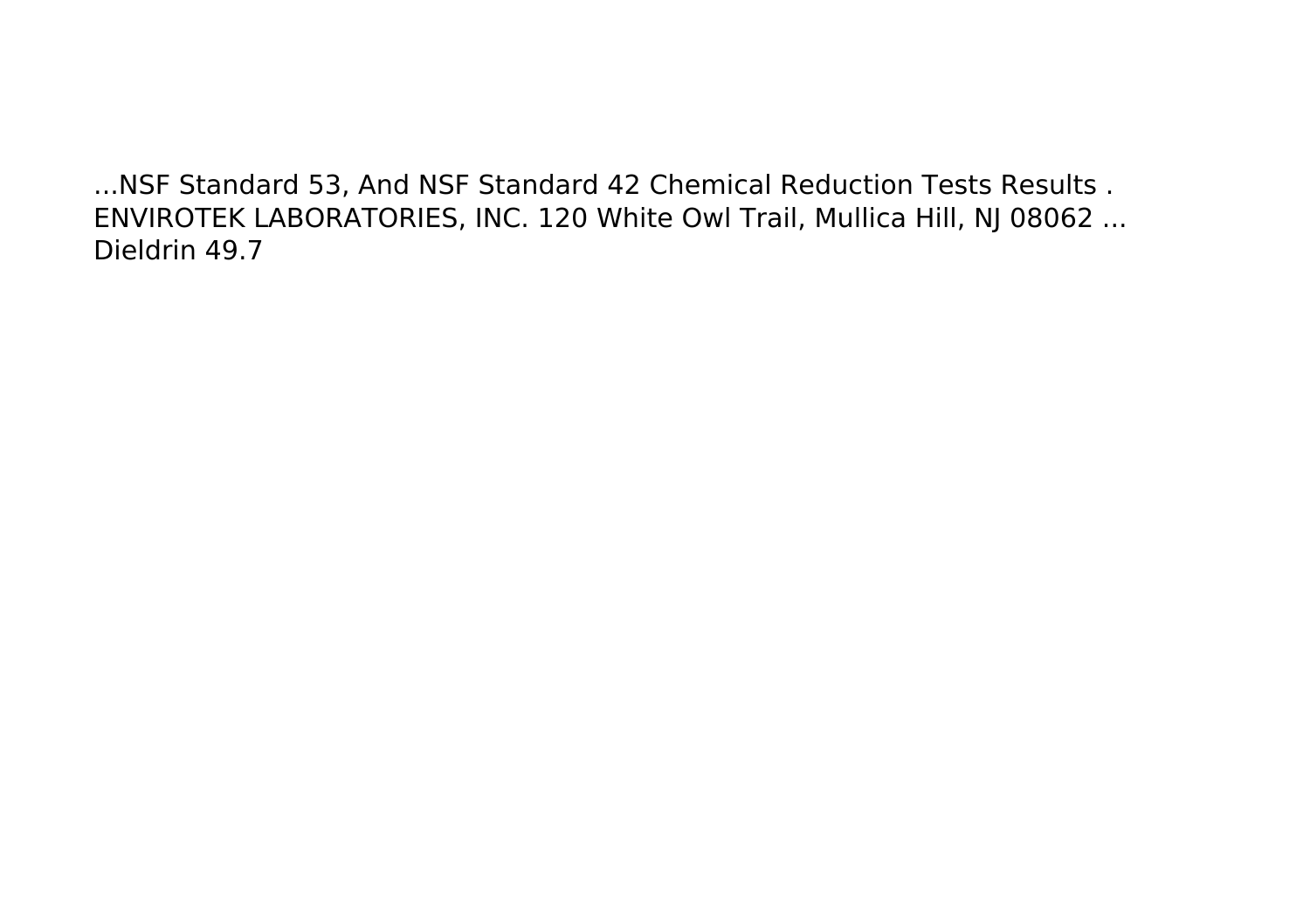...NSF Standard 53, And NSF Standard 42 Chemical Reduction Tests Results . ENVIROTEK LABORATORIES, INC. 120 White Owl Trail, Mullica Hill, NJ 08062 ... Dieldrin 49.7